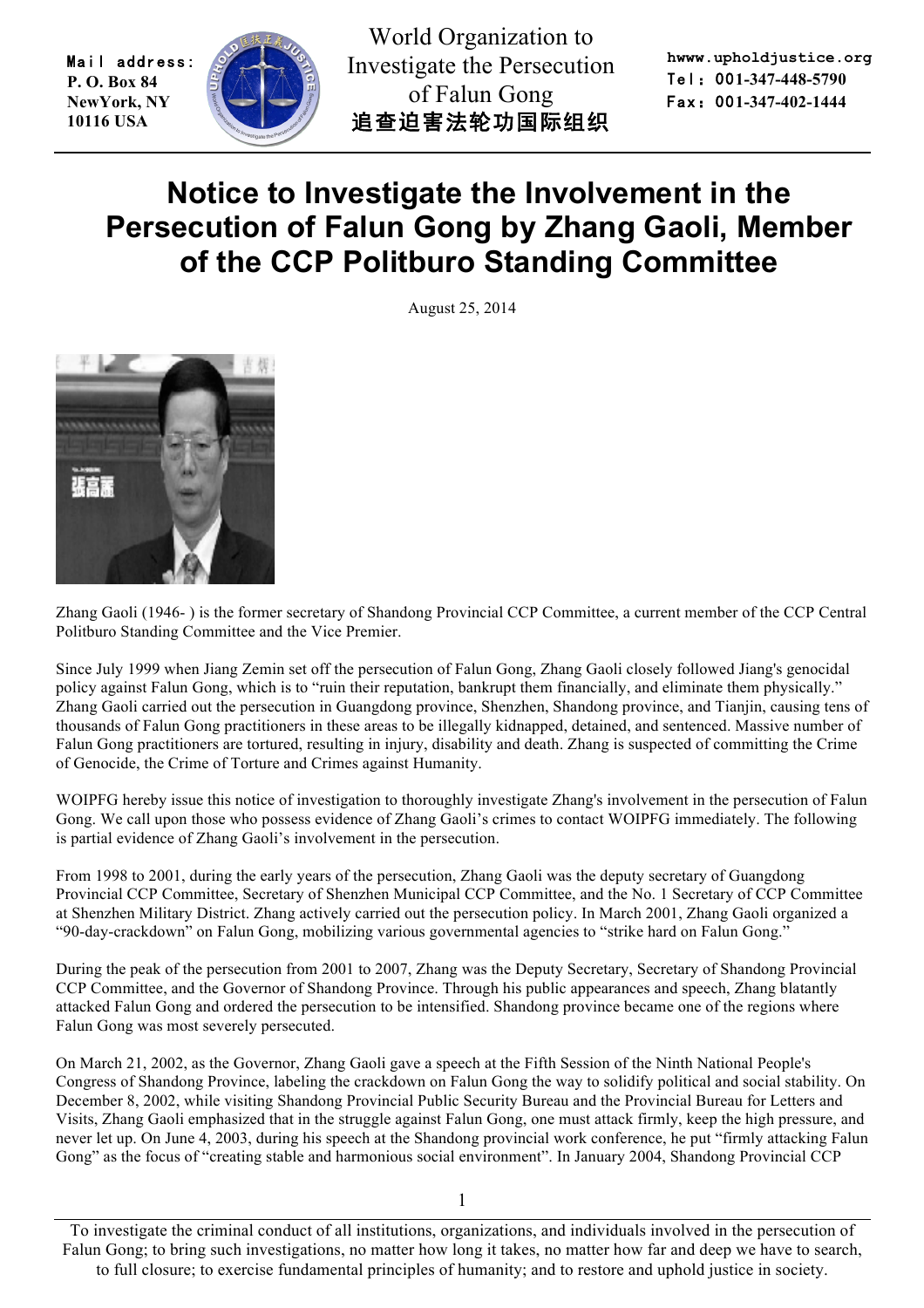Mail address:
P. O. Box 84
NewYork, NY
10116 USA

World Organization to Investigate the Persecution of Falun Gong
追查迫害法轮功国际组织

hwww.upholdjustice.org
Tel: 001-347-448-5790
Fax: 001-347-402-1444

# Notice to Investigate the Involvement in the Persecution of Falun Gong by Zhang Gaoli, Member of the CCP Politburo Standing Committee

August 25, 2014

Zhang Gaoli (1946- ) is the former secretary of Shandong Provincial CCP Committee, a current member of the CCP Central Politburo Standing Committee and the Vice Premier.

Since July 1999 when Jiang Zemin set off the persecution of Falun Gong, Zhang Gaoli closely followed Jiang's genocidal policy against Falun Gong, which is to "ruin their reputation, bankrupt them financially, and eliminate them physically." Zhang Gaoli carried out the persecution in Guangdong province, Shenzhen, Shandong province, and Tianjin, causing tens of thousands of Falun Gong practitioners in these areas to be illegally kidnapped, detained, and sentenced. Massive number of Falun Gong practitioners are tortured, resulting in injury, disability and death. Zhang is suspected of committing the Crime of Genocide, the Crime of Torture and Crimes against Humanity.

WOIPFG hereby issue this notice of investigation to thoroughly investigate Zhang's involvement in the persecution of Falun Gong. We call upon those who possess evidence of Zhang Gaoli's crimes to contact WOIPFG immediately. The following is partial evidence of Zhang Gaoli's involvement in the persecution.

From 1998 to 2001, during the early years of the persecution, Zhang Gaoli was the deputy secretary of Guangdong Provincial CCP Committee, Secretary of Shenzhen Municipal CCP Committee, and the No. 1 Secretary of CCP Committee at Shenzhen Military District. Zhang actively carried out the persecution policy. In March 2001, Zhang Gaoli organized a "90-day-crackdown" on Falun Gong, mobilizing various governmental agencies to "strike hard on Falun Gong."

During the peak of the persecution from 2001 to 2007, Zhang was the Deputy Secretary, Secretary of Shandong Provincial CCP Committee, and the Governor of Shandong Province. Through his public appearances and speech, Zhang blatantly attacked Falun Gong and ordered the persecution to be intensified. Shandong province became one of the regions where Falun Gong was most severely persecuted.

On March 21, 2002, as the Governor, Zhang Gaoli gave a speech at the Fifth Session of the Ninth National People's Congress of Shandong Province, labeling the crackdown on Falun Gong the way to solidify political and social stability. On December 8, 2002, while visiting Shandong Provincial Public Security Bureau and the Provincial Bureau for Letters and Visits, Zhang Gaoli emphasized that in the struggle against Falun Gong, one must attack firmly, keep the high pressure, and never let up. On June 4, 2003, during his speech at the Shandong provincial work conference, he put "firmly attacking Falun Gong" as the focus of "creating stable and harmonious social environment". In January 2004, Shandong Provincial CCP

To investigate the criminal conduct of all institutions, organizations, and individuals involved in the persecution of Falun Gong; to bring such investigations, no matter how long it takes, no matter how far and deep we have to search, to full closure; to exercise fundamental principles of humanity; and to restore and uphold justice in society.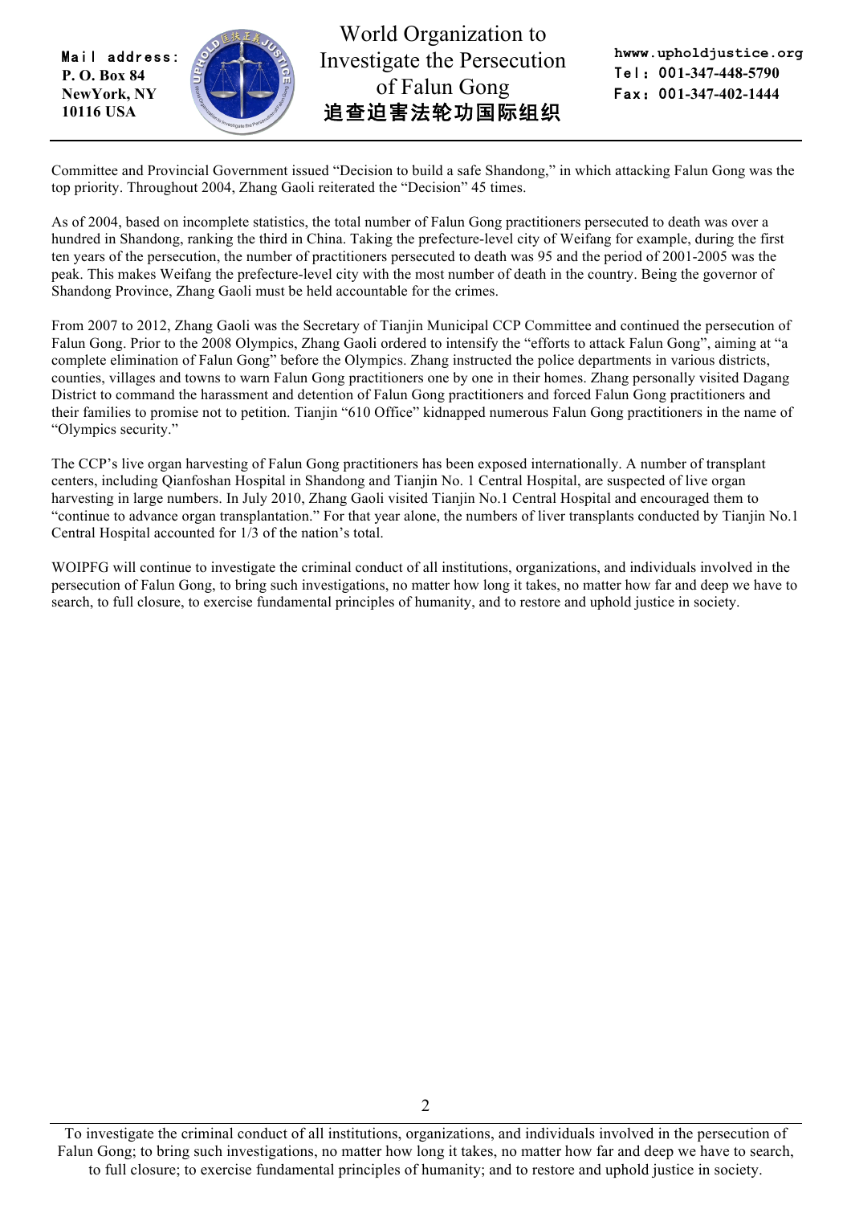Committee and Provincial Government issued "Decision to build a safe Shandong," in which attacking Falun Gong was the top priority. Throughout 2004, Zhang Gaoli reiterated the "Decision" 45 times.

As of 2004, based on incomplete statistics, the total number of Falun Gong practitioners persecuted to death was over a hundred in Shandong, ranking the third in China. Taking the prefecture-level city of Weifang for example, during the first ten years of the persecution, the number of practitioners persecuted to death was 95 and the period of 2001-2005 was the peak. This makes Weifang the prefecture-level city with the most number of death in the country. Being the governor of Shandong Province, Zhang Gaoli must be held accountable for the crimes.

From 2007 to 2012, Zhang Gaoli was the Secretary of Tianjin Municipal CCP Committee and continued the persecution of Falun Gong. Prior to the 2008 Olympics, Zhang Gaoli ordered to intensify the "efforts to attack Falun Gong", aiming at "a complete elimination of Falun Gong" before the Olympics. Zhang instructed the police departments in various districts, counties, villages and towns to warn Falun Gong practitioners one by one in their homes. Zhang personally visited Dagang District to command the harassment and detention of Falun Gong practitioners and forced Falun Gong practitioners and their families to promise not to petition. Tianjin "610 Office" kidnapped numerous Falun Gong practitioners in the name of "Olympics security."

The CCP's live organ harvesting of Falun Gong practitioners has been exposed internationally. A number of transplant centers, including Qianfoshan Hospital in Shandong and Tianjin No. 1 Central Hospital, are suspected of live organ harvesting in large numbers. In July 2010, Zhang Gaoli visited Tianjin No.1 Central Hospital and encouraged them to "continue to advance organ transplantation." For that year alone, the numbers of liver transplants conducted by Tianjin No.1 Central Hospital accounted for 1/3 of the nation's total.

WOIPFG will continue to investigate the criminal conduct of all institutions, organizations, and individuals involved in the persecution of Falun Gong, to bring such investigations, no matter how long it takes, no matter how far and deep we have to search, to full closure, to exercise fundamental principles of humanity, and to restore and uphold justice in society.